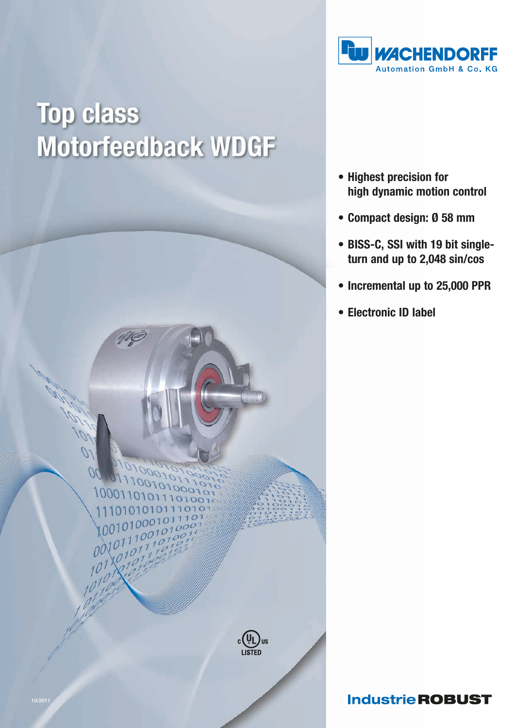WACHENDORFF
Automation GmbH & Co. KG

# Top class Motorfeedback WDGF

- **Highest precision for high dynamic motion control**
- **Compact design: Ø 58 mm**
- **BISS-C, SSI with 19 bit singleturn and up to 2,048 sin/cos**
- **Incremental up to 25,000 PPR**
- **Electronic ID label**

c UL us LISTED

10/2011

Industrie ROBUST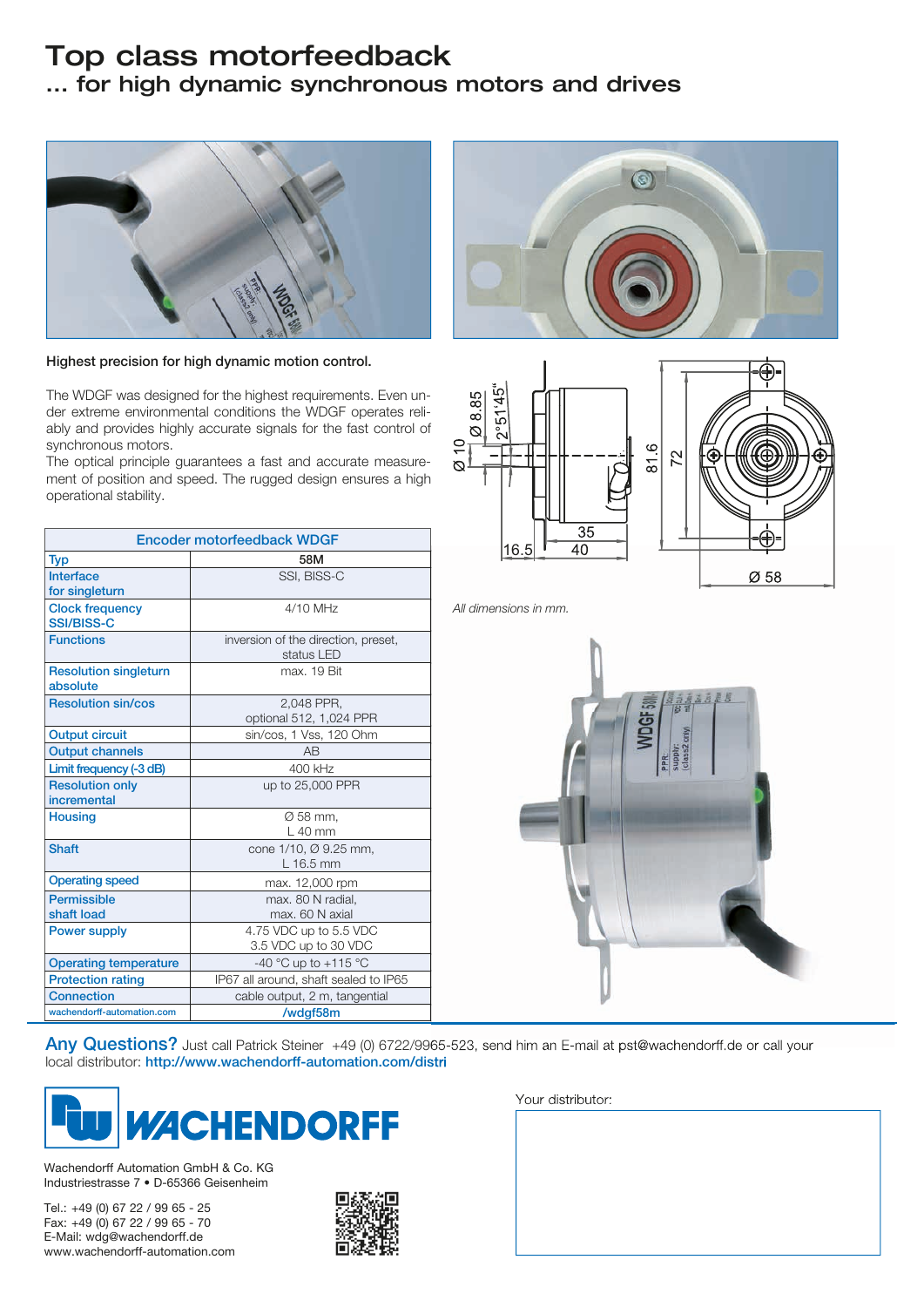# Top class motorfeedback

## ... for high dynamic synchronous motors and drives

**Highest precision for high dynamic motion control.**

The WDGF was designed for the highest requirements. Even under extreme environmental conditions the WDGF operates reliably and provides highly accurate signals for the fast control of synchronous motors.
The optical principle guarantees a fast and accurate measurement of position and speed. The rugged design ensures a high operational stability.

| Encoder motorfeedback WDGF | |
|---|---|
| Typ | 58M |
| Interface for singleturn | SSI, BISS-C |
| Clock frequency SSI/BISS-C | 4/10 MHz |
| Functions | inversion of the direction, preset, status LED |
| Resolution singleturn absolute | max. 19 Bit |
| Resolution sin/cos | 2,048 PPR, optional 512, 1,024 PPR |
| Output circuit | sin/cos, 1 Vss, 120 Ohm |
| Output channels | AB |
| Limit frequency (-3 dB) | 400 kHz |
| Resolution only incremental | up to 25,000 PPR |
| Housing | Ø 58 mm, L 40 mm |
| Shaft | cone 1/10, Ø 9.25 mm, L 16.5 mm |
| Operating speed | max. 12,000 rpm |
| Permissible shaft load | max. 80 N radial, max. 60 N axial |
| Power supply | 4.75 VDC up to 5.5 VDC 3.5 VDC up to 30 VDC |
| Operating temperature | -40 °C up to +115 °C |
| Protection rating | IP67 all around, shaft sealed to IP65 |
| Connection | cable output, 2 m, tangential |
| wachendorff-automation.com | /wdgf58m |

Ø 10
Ø 8.85
2°51'45"
16.5
35
40
81.6
72
Ø 58

*All dimensions in mm.*

**Any Questions?** Just call Patrick Steiner +49 (0) 6722/9965-523, send him an E-mail at pst@wachendorff.de or call your local distributor: **http://www.wachendorff-automation.com/distri**

WACHENDORFF

Wachendorff Automation GmbH & Co. KG
Industriestrasse 7 • D-65366 Geisenheim

Tel.: +49 (0) 67 22 / 99 65 - 25
Fax: +49 (0) 67 22 / 99 65 - 70
E-Mail: wdg@wachendorff.de
www.wachendorff-automation.com

Your distributor: